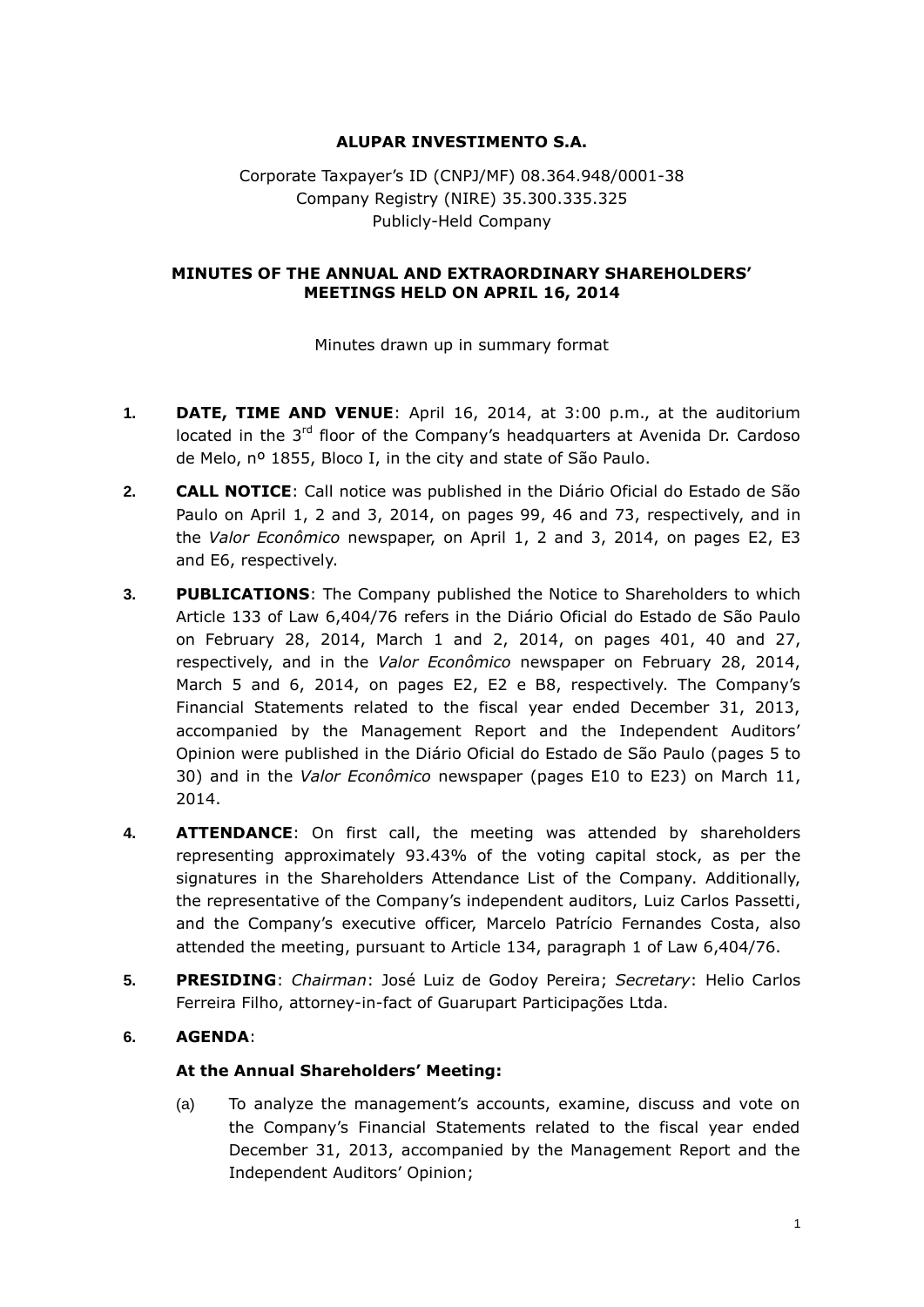**ALUPAR INVESTIMENTO S.A.**

Corporate Taxpayer's ID (CNPJ/MF) 08.364.948/0001-38
Company Registry (NIRE) 35.300.335.325
Publicly-Held Company

**MINUTES OF THE ANNUAL AND EXTRAORDINARY SHAREHOLDERS' MEETINGS HELD ON APRIL 16, 2014**

Minutes drawn up in summary format

1. **DATE, TIME AND VENUE**: April 16, 2014, at 3:00 p.m., at the auditorium located in the 3rd floor of the Company's headquarters at Avenida Dr. Cardoso de Melo, nº 1855, Bloco I, in the city and state of São Paulo.

2. **CALL NOTICE**: Call notice was published in the Diário Oficial do Estado de São Paulo on April 1, 2 and 3, 2014, on pages 99, 46 and 73, respectively, and in the *Valor Econômico* newspaper, on April 1, 2 and 3, 2014, on pages E2, E3 and E6, respectively.

3. **PUBLICATIONS**: The Company published the Notice to Shareholders to which Article 133 of Law 6,404/76 refers in the Diário Oficial do Estado de São Paulo on February 28, 2014, March 1 and 2, 2014, on pages 401, 40 and 27, respectively, and in the *Valor Econômico* newspaper on February 28, 2014, March 5 and 6, 2014, on pages E2, E2 e B8, respectively. The Company's Financial Statements related to the fiscal year ended December 31, 2013, accompanied by the Management Report and the Independent Auditors' Opinion were published in the Diário Oficial do Estado de São Paulo (pages 5 to 30) and in the *Valor Econômico* newspaper (pages E10 to E23) on March 11, 2014.

4. **ATTENDANCE**: On first call, the meeting was attended by shareholders representing approximately 93.43% of the voting capital stock, as per the signatures in the Shareholders Attendance List of the Company. Additionally, the representative of the Company's independent auditors, Luiz Carlos Passetti, and the Company's executive officer, Marcelo Patrício Fernandes Costa, also attended the meeting, pursuant to Article 134, paragraph 1 of Law 6,404/76.

5. **PRESIDING**: *Chairman*: José Luiz de Godoy Pereira; *Secretary*: Helio Carlos Ferreira Filho, attorney-in-fact of Guarupart Participações Ltda.

6. **AGENDA**:

**At the Annual Shareholders' Meeting:**

(a) To analyze the management's accounts, examine, discuss and vote on the Company's Financial Statements related to the fiscal year ended December 31, 2013, accompanied by the Management Report and the Independent Auditors' Opinion;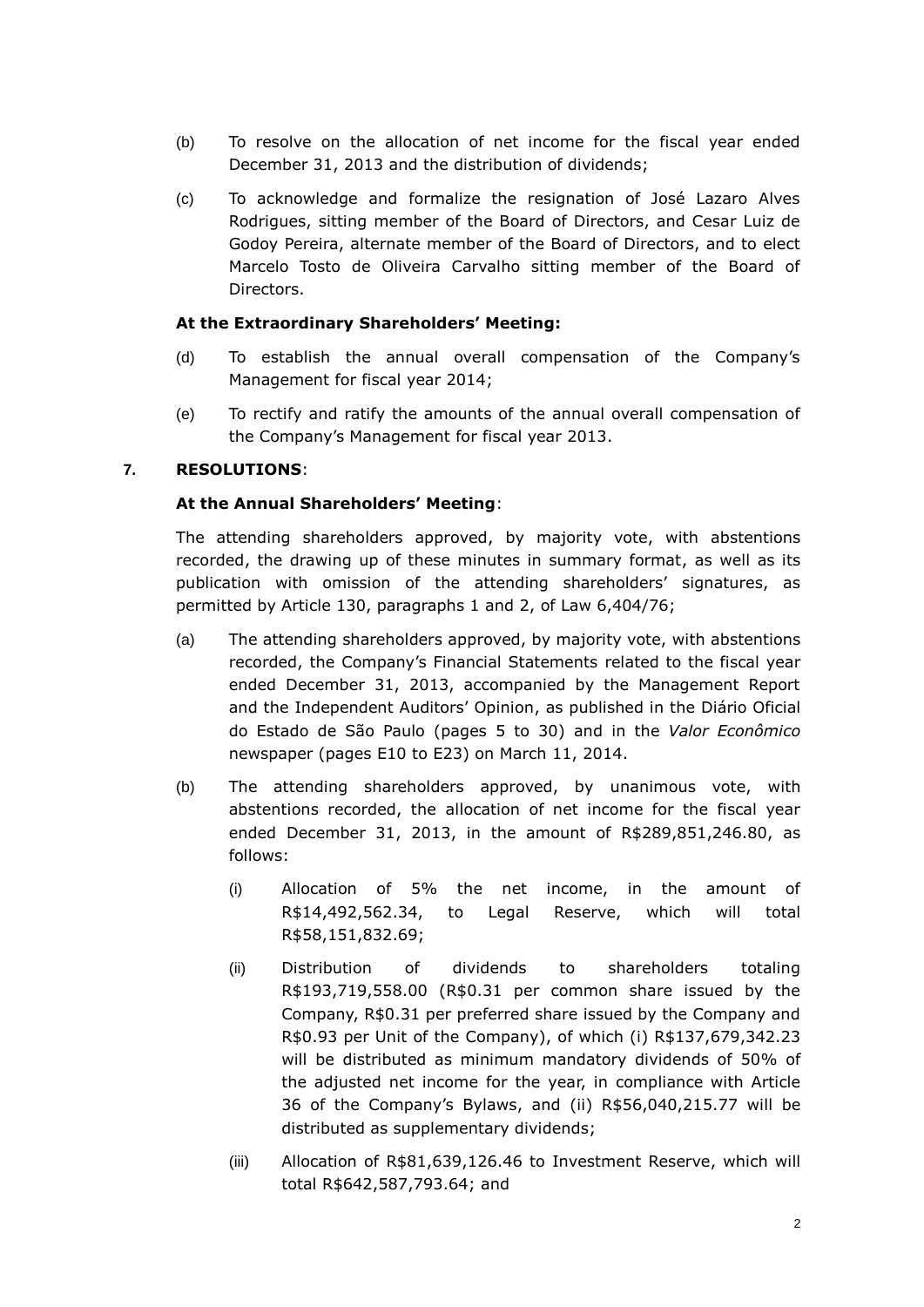(b) To resolve on the allocation of net income for the fiscal year ended December 31, 2013 and the distribution of dividends;

(c) To acknowledge and formalize the resignation of José Lazaro Alves Rodrigues, sitting member of the Board of Directors, and Cesar Luiz de Godoy Pereira, alternate member of the Board of Directors, and to elect Marcelo Tosto de Oliveira Carvalho sitting member of the Board of Directors.

**At the Extraordinary Shareholders' Meeting:**

(d) To establish the annual overall compensation of the Company's Management for fiscal year 2014;

(e) To rectify and ratify the amounts of the annual overall compensation of the Company's Management for fiscal year 2013.

**7. RESOLUTIONS**:

**At the Annual Shareholders' Meeting**:

The attending shareholders approved, by majority vote, with abstentions recorded, the drawing up of these minutes in summary format, as well as its publication with omission of the attending shareholders' signatures, as permitted by Article 130, paragraphs 1 and 2, of Law 6,404/76;

(a) The attending shareholders approved, by majority vote, with abstentions recorded, the Company's Financial Statements related to the fiscal year ended December 31, 2013, accompanied by the Management Report and the Independent Auditors' Opinion, as published in the Diário Oficial do Estado de São Paulo (pages 5 to 30) and in the *Valor Econômico* newspaper (pages E10 to E23) on March 11, 2014.

(b) The attending shareholders approved, by unanimous vote, with abstentions recorded, the allocation of net income for the fiscal year ended December 31, 2013, in the amount of R$289,851,246.80, as follows:

   (i) Allocation of 5% the net income, in the amount of R$14,492,562.34, to Legal Reserve, which will total R$58,151,832.69;

   (ii) Distribution of dividends to shareholders totaling R$193,719,558.00 (R$0.31 per common share issued by the Company, R$0.31 per preferred share issued by the Company and R$0.93 per Unit of the Company), of which (i) R$137,679,342.23 will be distributed as minimum mandatory dividends of 50% of the adjusted net income for the year, in compliance with Article 36 of the Company's Bylaws, and (ii) R$56,040,215.77 will be distributed as supplementary dividends;

   (iii) Allocation of R$81,639,126.46 to Investment Reserve, which will total R$642,587,793.64; and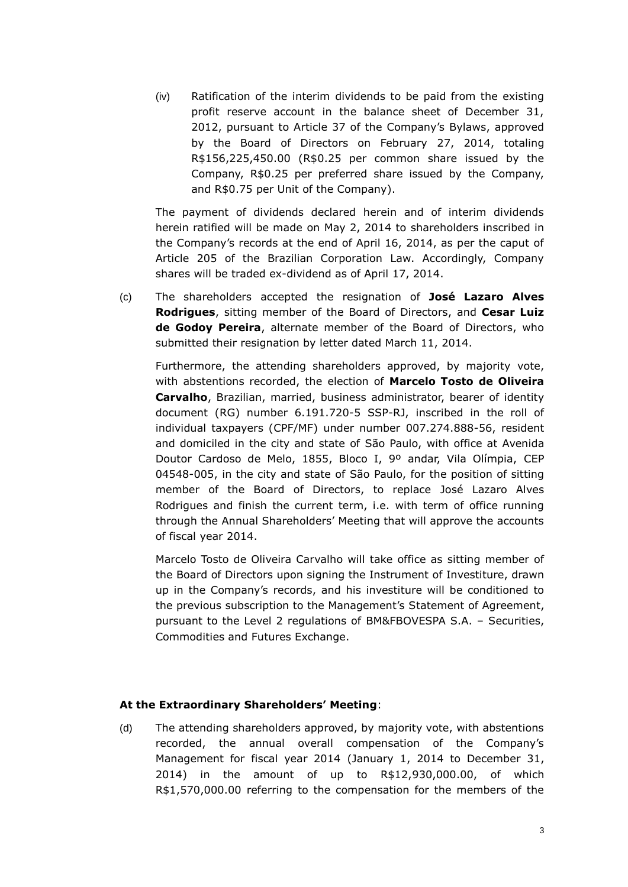(iv) Ratification of the interim dividends to be paid from the existing profit reserve account in the balance sheet of December 31, 2012, pursuant to Article 37 of the Company's Bylaws, approved by the Board of Directors on February 27, 2014, totaling R$156,225,450.00 (R$0.25 per common share issued by the Company, R$0.25 per preferred share issued by the Company, and R$0.75 per Unit of the Company).

The payment of dividends declared herein and of interim dividends herein ratified will be made on May 2, 2014 to shareholders inscribed in the Company's records at the end of April 16, 2014, as per the caput of Article 205 of the Brazilian Corporation Law. Accordingly, Company shares will be traded ex-dividend as of April 17, 2014.

(c) The shareholders accepted the resignation of **José Lazaro Alves Rodrigues**, sitting member of the Board of Directors, and **Cesar Luiz de Godoy Pereira**, alternate member of the Board of Directors, who submitted their resignation by letter dated March 11, 2014.

Furthermore, the attending shareholders approved, by majority vote, with abstentions recorded, the election of **Marcelo Tosto de Oliveira Carvalho**, Brazilian, married, business administrator, bearer of identity document (RG) number 6.191.720-5 SSP-RJ, inscribed in the roll of individual taxpayers (CPF/MF) under number 007.274.888-56, resident and domiciled in the city and state of São Paulo, with office at Avenida Doutor Cardoso de Melo, 1855, Bloco I, 9º andar, Vila Olímpia, CEP 04548-005, in the city and state of São Paulo, for the position of sitting member of the Board of Directors, to replace José Lazaro Alves Rodrigues and finish the current term, i.e. with term of office running through the Annual Shareholders' Meeting that will approve the accounts of fiscal year 2014.

Marcelo Tosto de Oliveira Carvalho will take office as sitting member of the Board of Directors upon signing the Instrument of Investiture, drawn up in the Company's records, and his investiture will be conditioned to the previous subscription to the Management's Statement of Agreement, pursuant to the Level 2 regulations of BM&FBOVESPA S.A. – Securities, Commodities and Futures Exchange.

**At the Extraordinary Shareholders' Meeting**:

(d) The attending shareholders approved, by majority vote, with abstentions recorded, the annual overall compensation of the Company's Management for fiscal year 2014 (January 1, 2014 to December 31, 2014) in the amount of up to R$12,930,000.00, of which R$1,570,000.00 referring to the compensation for the members of the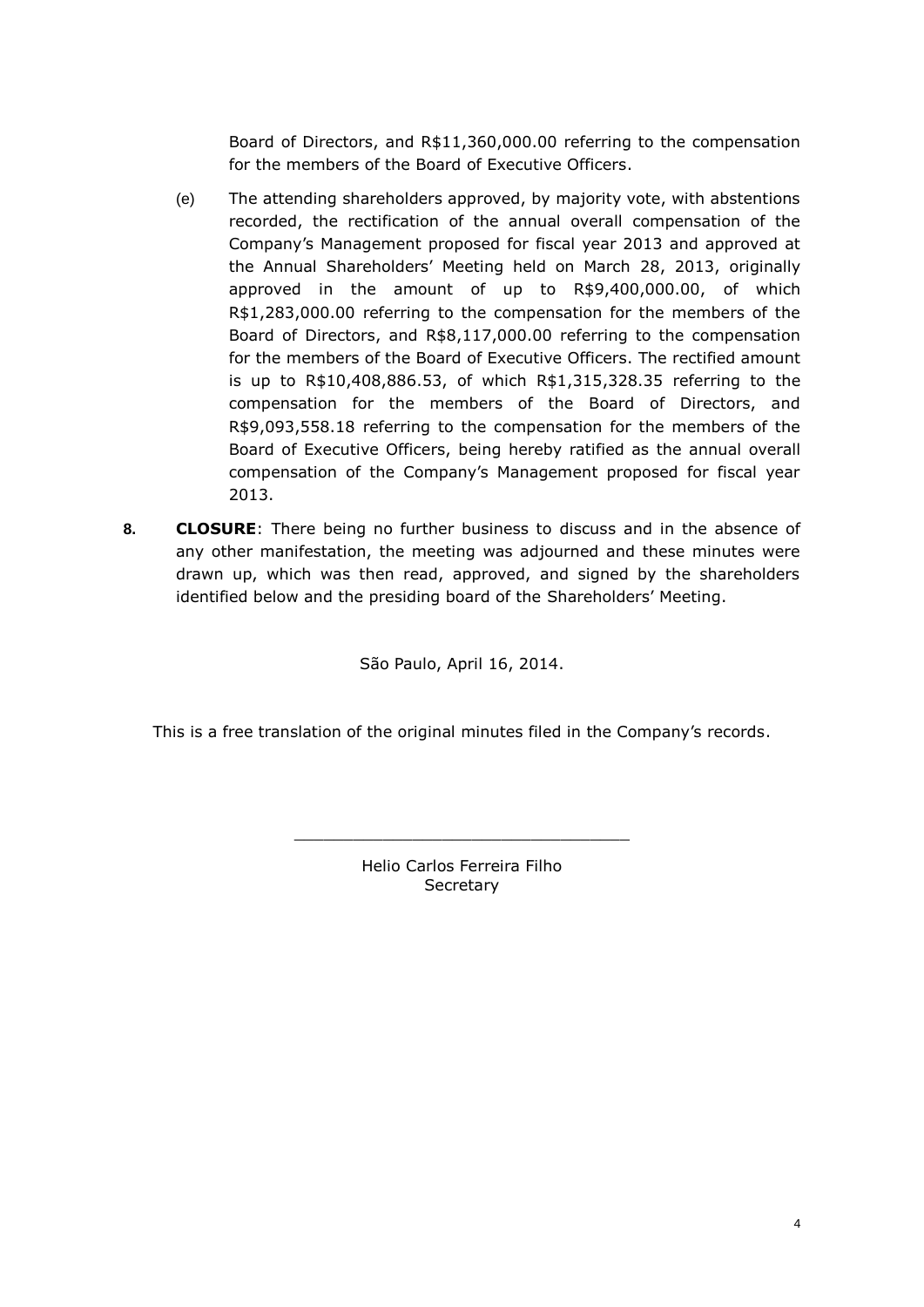Board of Directors, and R$11,360,000.00 referring to the compensation for the members of the Board of Executive Officers.

(e) The attending shareholders approved, by majority vote, with abstentions recorded, the rectification of the annual overall compensation of the Company's Management proposed for fiscal year 2013 and approved at the Annual Shareholders' Meeting held on March 28, 2013, originally approved in the amount of up to R$9,400,000.00, of which R$1,283,000.00 referring to the compensation for the members of the Board of Directors, and R$8,117,000.00 referring to the compensation for the members of the Board of Executive Officers. The rectified amount is up to R$10,408,886.53, of which R$1,315,328.35 referring to the compensation for the members of the Board of Directors, and R$9,093,558.18 referring to the compensation for the members of the Board of Executive Officers, being hereby ratified as the annual overall compensation of the Company's Management proposed for fiscal year 2013.

8. **CLOSURE**: There being no further business to discuss and in the absence of any other manifestation, the meeting was adjourned and these minutes were drawn up, which was then read, approved, and signed by the shareholders identified below and the presiding board of the Shareholders' Meeting.

São Paulo, April 16, 2014.

This is a free translation of the original minutes filed in the Company's records.

_________________________________

Helio Carlos Ferreira Filho
Secretary